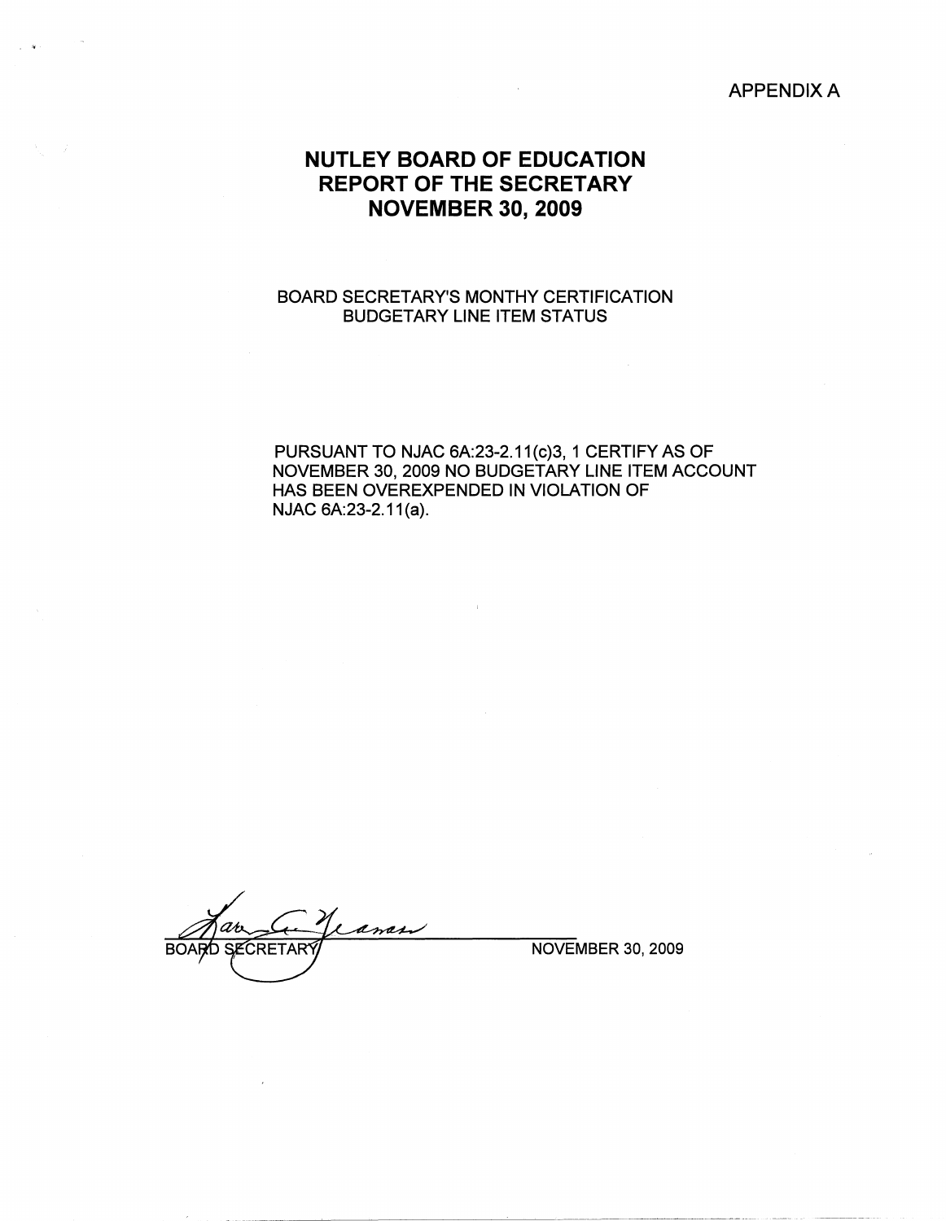APPENDIX A

# NUTLEY BOARD OF EDUCATION
# REPORT OF THE SECRETARY
# NOVEMBER 30, 2009

BOARD SECRETARY'S MONTHY CERTIFICATION
BUDGETARY LINE ITEM STATUS

PURSUANT TO NJAC 6A:23-2.11(c)3, 1 CERTIFY AS OF NOVEMBER 30, 2009 NO BUDGETARY LINE ITEM ACCOUNT HAS BEEN OVEREXPENDED IN VIOLATION OF NJAC 6A:23-2.11(a).

BOARD SECRETARY

NOVEMBER 30, 2009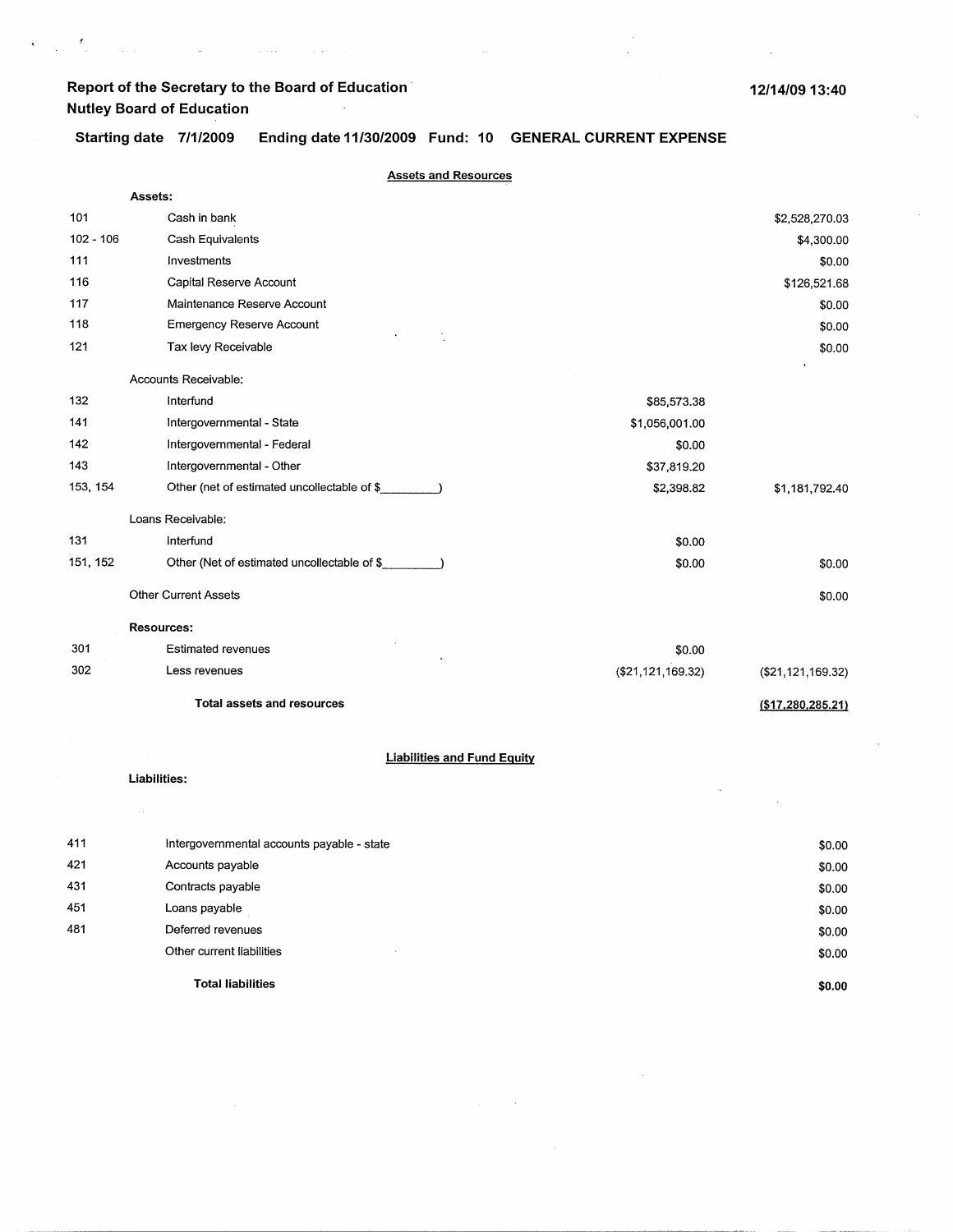# Report of the Secretary to the Board of Education
## Nutley Board of Education

12/14/09 13:40

**Starting date 7/1/2009 Ending date 11/30/2009 Fund: 10 GENERAL CURRENT EXPENSE**

### Assets and Resources

| Code | Description | | |
|---|---|---|---|
| | **Assets:** | | |
| 101 | Cash in bank | | $2,528,270.03 |
| 102 - 106 | Cash Equivalents | | $4,300.00 |
| 111 | Investments | | $0.00 |
| 116 | Capital Reserve Account | | $126,521.68 |
| 117 | Maintenance Reserve Account | | $0.00 |
| 118 | Emergency Reserve Account | | $0.00 |
| 121 | Tax levy Receivable | | $0.00 |
| | Accounts Receivable: | | |
| 132 | Interfund | $85,573.38 | |
| 141 | Intergovernmental - State | $1,056,001.00 | |
| 142 | Intergovernmental - Federal | $0.00 | |
| 143 | Intergovernmental - Other | $37,819.20 | |
| 153, 154 | Other (net of estimated uncollectable of $_________) | $2,398.82 | $1,181,792.40 |
| | Loans Receivable: | | |
| 131 | Interfund | $0.00 | |
| 151, 152 | Other (Net of estimated uncollectable of $_________) | $0.00 | $0.00 |
| | Other Current Assets | | $0.00 |
| | **Resources:** | | |
| 301 | Estimated revenues | $0.00 | |
| 302 | Less revenues | ($21,121,169.32) | ($21,121,169.32) |
| | **Total assets and resources** | | **($17,280,285.21)** |

### Liabilities and Fund Equity

**Liabilities:**

| Code | Description | |
|---|---|---|
| 411 | Intergovernmental accounts payable - state | $0.00 |
| 421 | Accounts payable | $0.00 |
| 431 | Contracts payable | $0.00 |
| 451 | Loans payable | $0.00 |
| 481 | Deferred revenues | $0.00 |
| | Other current liabilities | $0.00 |
| | **Total liabilities** | **$0.00** |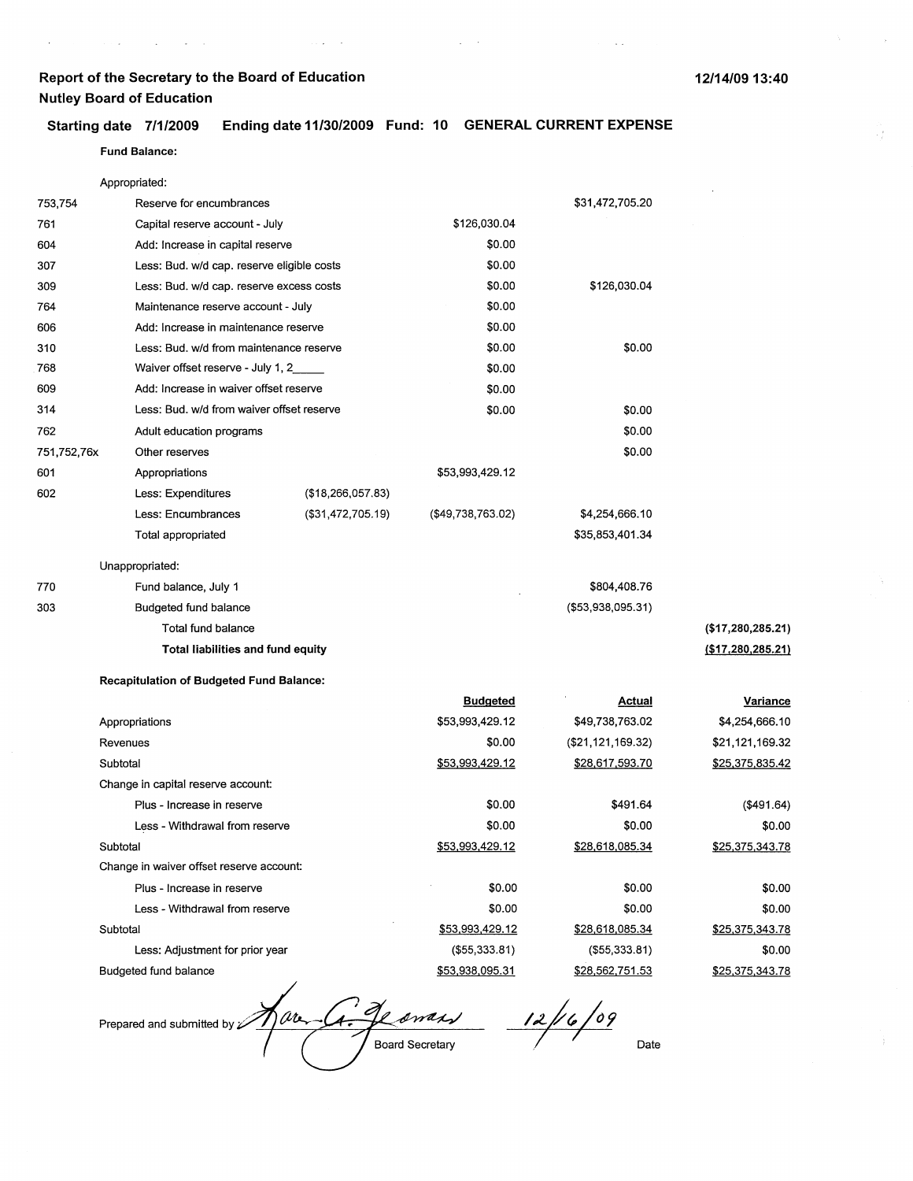**Report of the Secretary to the Board of Education**
**Nutley Board of Education**

12/14/09 13:40

**Starting date 7/1/2009 Ending date 11/30/2009 Fund: 10 GENERAL CURRENT EXPENSE**

**Fund Balance:**

| | | | | | |
|---|---|---|---|---|---|
| | Appropriated: | | | | |
| 753,754 | Reserve for encumbrances | | | $31,472,705.20 | |
| 761 | Capital reserve account - July | | $126,030.04 | | |
| 604 | Add: Increase in capital reserve | | $0.00 | | |
| 307 | Less: Bud. w/d cap. reserve eligible costs | | $0.00 | | |
| 309 | Less: Bud. w/d cap. reserve excess costs | | $0.00 | $126,030.04 | |
| 764 | Maintenance reserve account - July | | $0.00 | | |
| 606 | Add: Increase in maintenance reserve | | $0.00 | | |
| 310 | Less: Bud. w/d from maintenance reserve | | $0.00 | $0.00 | |
| 768 | Waiver offset reserve - July 1, 2_____ | | $0.00 | | |
| 609 | Add: Increase in waiver offset reserve | | $0.00 | | |
| 314 | Less: Bud. w/d from waiver offset reserve | | $0.00 | $0.00 | |
| 762 | Adult education programs | | | $0.00 | |
| 751,752,76x | Other reserves | | | $0.00 | |
| 601 | Appropriations | | $53,993,429.12 | | |
| 602 | Less: Expenditures | ($18,266,057.83) | | | |
| | Less: Encumbrances | ($31,472,705.19) | ($49,738,763.02) | $4,254,666.10 | |
| | Total appropriated | | | $35,853,401.34 | |
| | Unappropriated: | | | | |
| 770 | Fund balance, July 1 | | | $804,408.76 | |
| 303 | Budgeted fund balance | | | ($53,938,095.31) | |
| | Total fund balance | | | | **($17,280,285.21)** |
| | **Total liabilities and fund equity** | | | | **($17,280,285.21)** |

**Recapitulation of Budgeted Fund Balance:**

| | Budgeted | Actual | Variance |
|---|---|---|---|
| Appropriations | $53,993,429.12 | $49,738,763.02 | $4,254,666.10 |
| Revenues | $0.00 | ($21,121,169.32) | $21,121,169.32 |
| Subtotal | $53,993,429.12 | $28,617,593.70 | $25,375,835.42 |
| Change in capital reserve account: | | | |
| Plus - Increase in reserve | $0.00 | $491.64 | ($491.64) |
| Less - Withdrawal from reserve | $0.00 | $0.00 | $0.00 |
| Subtotal | $53,993,429.12 | $28,618,085.34 | $25,375,343.78 |
| Change in waiver offset reserve account: | | | |
| Plus - Increase in reserve | $0.00 | $0.00 | $0.00 |
| Less - Withdrawal from reserve | $0.00 | $0.00 | $0.00 |
| Subtotal | $53,993,429.12 | $28,618,085.34 | $25,375,343.78 |
| Less: Adjustment for prior year | ($55,333.81) | ($55,333.81) | $0.00 |
| Budgeted fund balance | $53,938,095.31 | $28,562,751.53 | $25,375,343.78 |

Prepared and submitted by Karen A. Yeoman — Board Secretary

12/16/09 — Date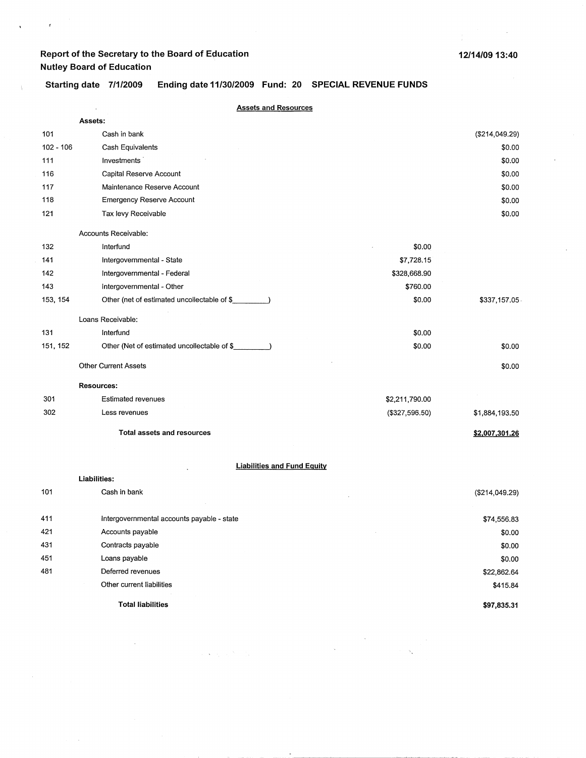**Report of the Secretary to the Board of Education**
**Nutley Board of Education**

12/14/09 13:40

**Starting date 7/1/2009 Ending date 11/30/2009 Fund: 20 SPECIAL REVENUE FUNDS**

**Assets and Resources**

| | | | |
|---|---|---|---|
| | **Assets:** | | |
| 101 | Cash in bank | | ($214,049.29) |
| 102 - 106 | Cash Equivalents | | $0.00 |
| 111 | Investments | | $0.00 |
| 116 | Capital Reserve Account | | $0.00 |
| 117 | Maintenance Reserve Account | | $0.00 |
| 118 | Emergency Reserve Account | | $0.00 |
| 121 | Tax levy Receivable | | $0.00 |
| | Accounts Receivable: | | |
| 132 | Interfund | $0.00 | |
| 141 | Intergovernmental - State | $7,728.15 | |
| 142 | Intergovernmental - Federal | $328,668.90 | |
| 143 | Intergovernmental - Other | $760.00 | |
| 153, 154 | Other (net of estimated uncollectable of $\_\_\_\_\_\_\_\_\_) | $0.00 | $337,157.05 |
| | Loans Receivable: | | |
| 131 | Interfund | $0.00 | |
| 151, 152 | Other (Net of estimated uncollectable of $\_\_\_\_\_\_\_\_\_) | $0.00 | $0.00 |
| | Other Current Assets | | $0.00 |
| | **Resources:** | | |
| 301 | Estimated revenues | $2,211,790.00 | |
| 302 | Less revenues | ($327,596.50) | $1,884,193.50 |
| | **Total assets and resources** | | **$2,007,301.26** |

**Liabilities and Fund Equity**

| | | |
|---|---|---|
| | **Liabilities:** | |
| 101 | Cash in bank | ($214,049.29) |
| 411 | Intergovernmental accounts payable - state | $74,556.83 |
| 421 | Accounts payable | $0.00 |
| 431 | Contracts payable | $0.00 |
| 451 | Loans payable | $0.00 |
| 481 | Deferred revenues | $22,862.64 |
| | Other current liabilities | $415.84 |
| | **Total liabilities** | **$97,835.31** |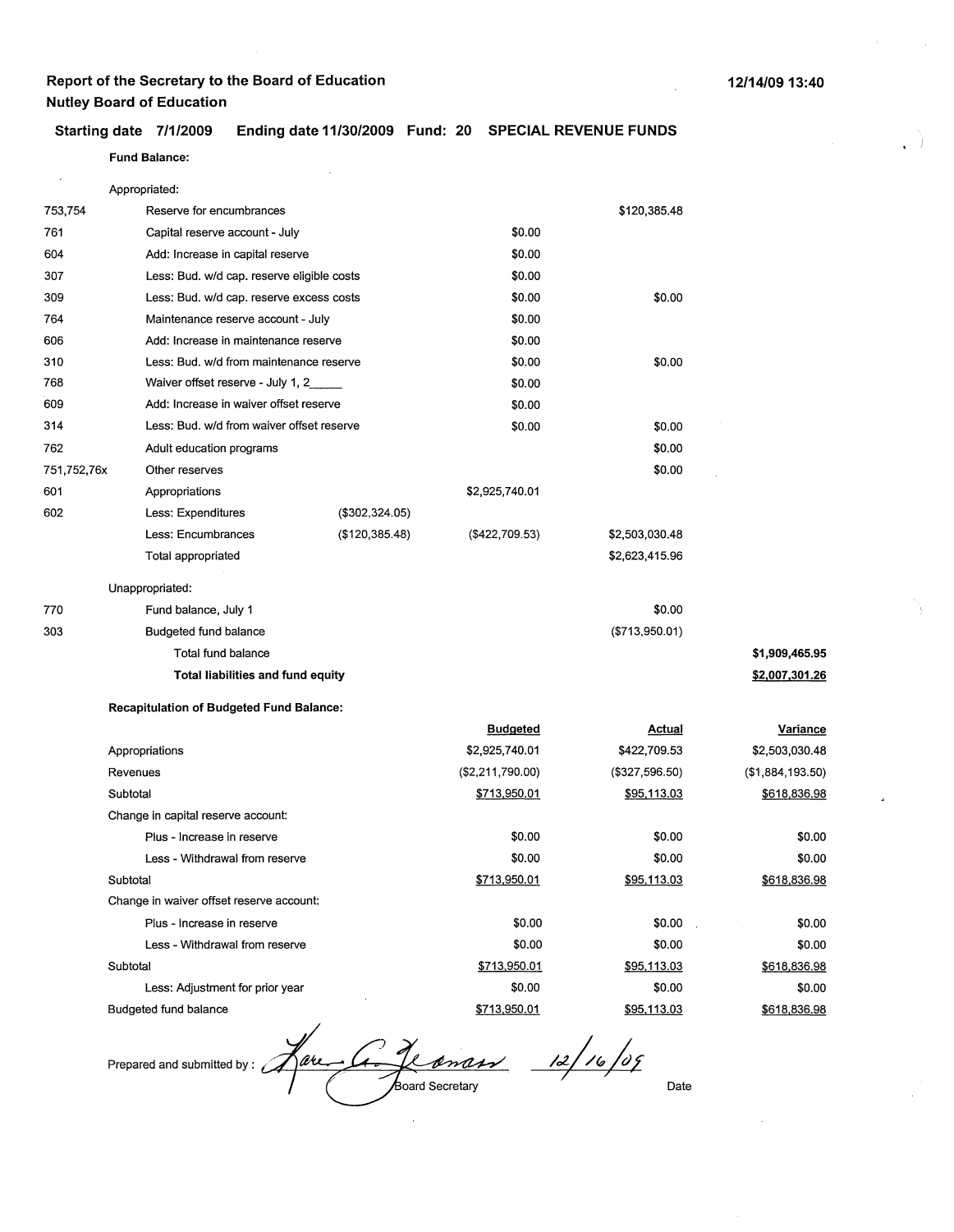**Report of the Secretary to the Board of Education**
**Nutley Board of Education**

12/14/09 13:40

**Starting date 7/1/2009 Ending date 11/30/2009 Fund: 20 SPECIAL REVENUE FUNDS**

**Fund Balance:**

| | | | | | |
|---|---|---|---|---|---|
| | Appropriated: | | | | |
| 753,754 | Reserve for encumbrances | | | $120,385.48 | |
| 761 | Capital reserve account - July | | $0.00 | | |
| 604 | Add: Increase in capital reserve | | $0.00 | | |
| 307 | Less: Bud. w/d cap. reserve eligible costs | | $0.00 | | |
| 309 | Less: Bud. w/d cap. reserve excess costs | | $0.00 | $0.00 | |
| 764 | Maintenance reserve account - July | | $0.00 | | |
| 606 | Add: Increase in maintenance reserve | | $0.00 | | |
| 310 | Less: Bud. w/d from maintenance reserve | | $0.00 | $0.00 | |
| 768 | Waiver offset reserve - July 1, 2_____ | | $0.00 | | |
| 609 | Add: Increase in waiver offset reserve | | $0.00 | | |
| 314 | Less: Bud. w/d from waiver offset reserve | | $0.00 | $0.00 | |
| 762 | Adult education programs | | | $0.00 | |
| 751,752,76x | Other reserves | | | $0.00 | |
| 601 | Appropriations | | $2,925,740.01 | | |
| 602 | Less: Expenditures | ($302,324.05) | | | |
| | Less: Encumbrances | ($120,385.48) | ($422,709.53) | $2,503,030.48 | |
| | Total appropriated | | | $2,623,415.96 | |
| | Unappropriated: | | | | |
| 770 | Fund balance, July 1 | | | $0.00 | |
| 303 | Budgeted fund balance | | | ($713,950.01) | |
| | Total fund balance | | | | **$1,909,465.95** |
| | **Total liabilities and fund equity** | | | | **$2,007,301.26** |

**Recapitulation of Budgeted Fund Balance:**

| | Budgeted | Actual | Variance |
|---|---|---|---|
| Appropriations | $2,925,740.01 | $422,709.53 | $2,503,030.48 |
| Revenues | ($2,211,790.00) | ($327,596.50) | ($1,884,193.50) |
| Subtotal | $713,950.01 | $95,113.03 | $618,836.98 |
| Change in capital reserve account: | | | |
| Plus - Increase in reserve | $0.00 | $0.00 | $0.00 |
| Less - Withdrawal from reserve | $0.00 | $0.00 | $0.00 |
| Subtotal | $713,950.01 | $95,113.03 | $618,836.98 |
| Change in waiver offset reserve account: | | | |
| Plus - Increase in reserve | $0.00 | $0.00 | $0.00 |
| Less - Withdrawal from reserve | $0.00 | $0.00 | $0.00 |
| Subtotal | $713,950.01 | $95,113.03 | $618,836.98 |
| Less: Adjustment for prior year | $0.00 | $0.00 | $0.00 |
| Budgeted fund balance | $713,950.01 | $95,113.03 | $618,836.98 |

Prepared and submitted by : Kare G. Teemass 12/16/09
Board Secretary Date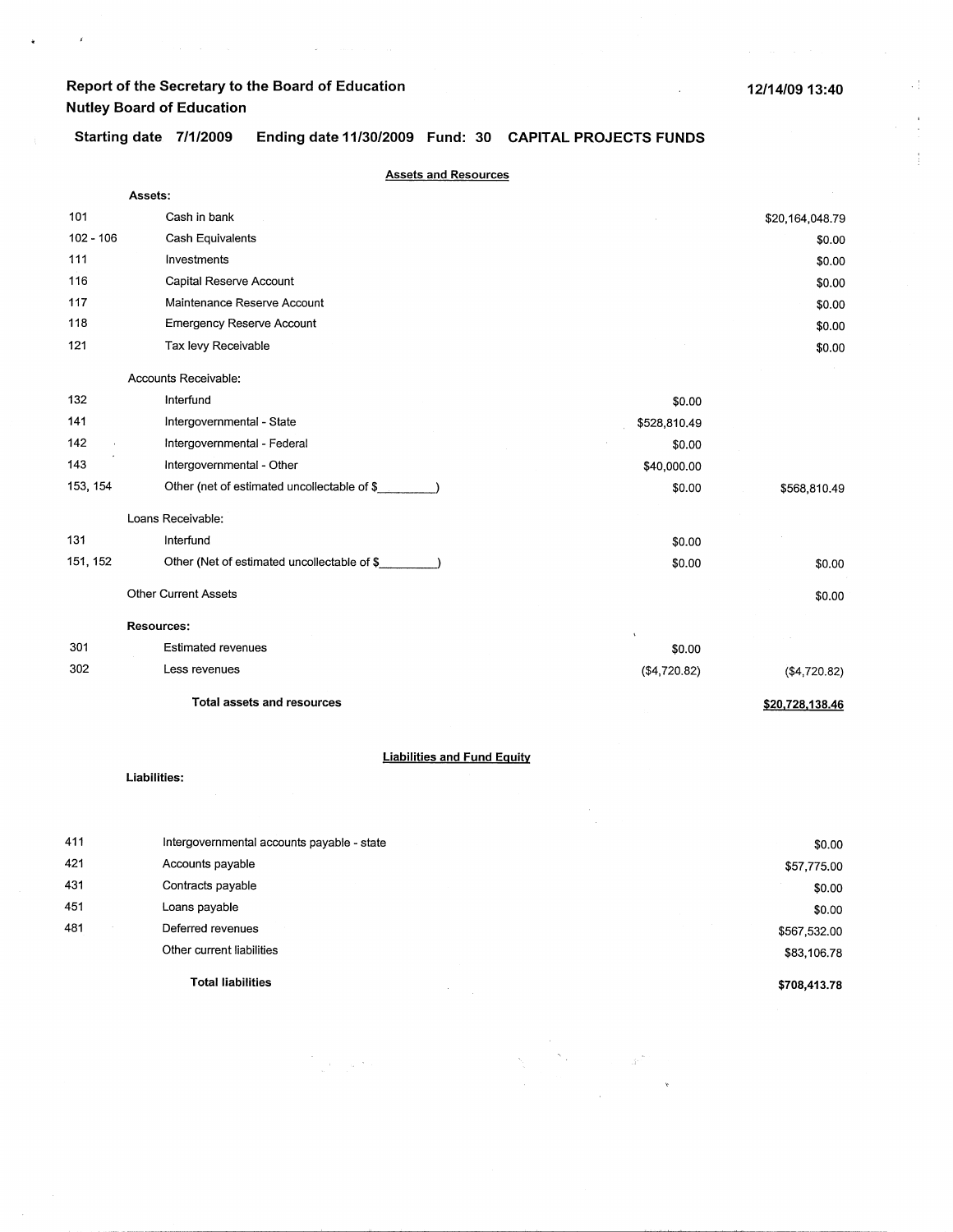**Report of the Secretary to the Board of Education**
**Nutley Board of Education**

12/14/09 13:40

**Starting date 7/1/2009 Ending date 11/30/2009 Fund: 30 CAPITAL PROJECTS FUNDS**

## Assets and Resources

| | | | |
|---|---|---|---|
| | **Assets:** | | |
| 101 | Cash in bank | | $20,164,048.79 |
| 102 - 106 | Cash Equivalents | | $0.00 |
| 111 | Investments | | $0.00 |
| 116 | Capital Reserve Account | | $0.00 |
| 117 | Maintenance Reserve Account | | $0.00 |
| 118 | Emergency Reserve Account | | $0.00 |
| 121 | Tax levy Receivable | | $0.00 |
| | Accounts Receivable: | | |
| 132 | Interfund | $0.00 | |
| 141 | Intergovernmental - State | $528,810.49 | |
| 142 | Intergovernmental - Federal | $0.00 | |
| 143 | Intergovernmental - Other | $40,000.00 | |
| 153, 154 | Other (net of estimated uncollectable of $_________) | $0.00 | $568,810.49 |
| | Loans Receivable: | | |
| 131 | Interfund | $0.00 | |
| 151, 152 | Other (Net of estimated uncollectable of $_________) | $0.00 | $0.00 |
| | Other Current Assets | | $0.00 |
| | **Resources:** | | |
| 301 | Estimated revenues | $0.00 | |
| 302 | Less revenues | ($4,720.82) | ($4,720.82) |
| | **Total assets and resources** | | **$20,728,138.46** |

## Liabilities and Fund Equity

**Liabilities:**

| | | |
|---|---|---|
| 411 | Intergovernmental accounts payable - state | $0.00 |
| 421 | Accounts payable | $57,775.00 |
| 431 | Contracts payable | $0.00 |
| 451 | Loans payable | $0.00 |
| 481 | Deferred revenues | $567,532.00 |
| | Other current liabilities | $83,106.78 |
| | **Total liabilities** | **$708,413.78** |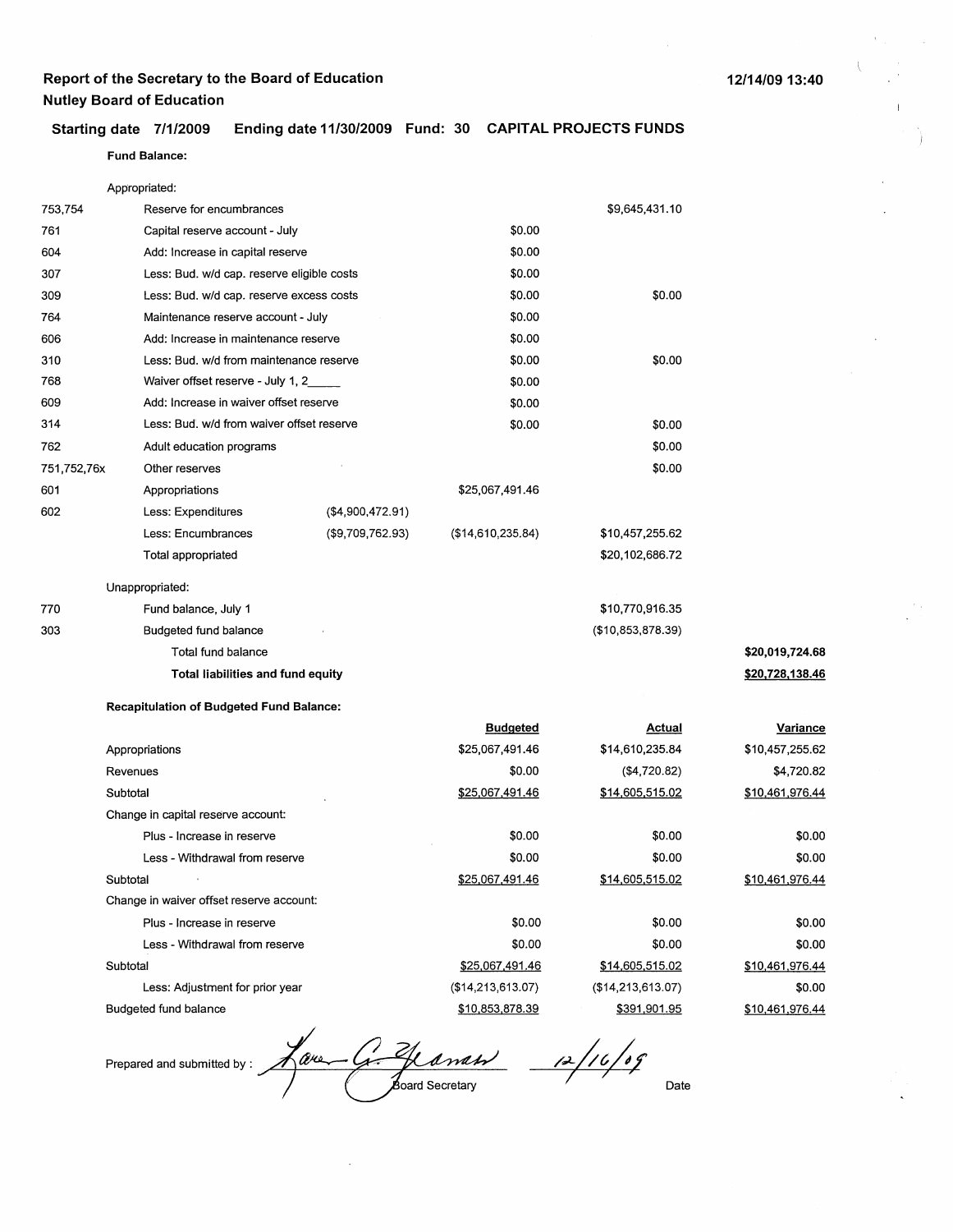**Report of the Secretary to the Board of Education**
**Nutley Board of Education**

12/14/09 13:40

**Starting date 7/1/2009 Ending date 11/30/2009 Fund: 30 CAPITAL PROJECTS FUNDS**

**Fund Balance:**

| | | | | | |
|---|---|---|---|---|---|
| | Appropriated: | | | | |
| 753,754 | Reserve for encumbrances | | | $9,645,431.10 | |
| 761 | Capital reserve account - July | | $0.00 | | |
| 604 | Add: Increase in capital reserve | | $0.00 | | |
| 307 | Less: Bud. w/d cap. reserve eligible costs | | $0.00 | | |
| 309 | Less: Bud. w/d cap. reserve excess costs | | $0.00 | $0.00 | |
| 764 | Maintenance reserve account - July | | $0.00 | | |
| 606 | Add: Increase in maintenance reserve | | $0.00 | | |
| 310 | Less: Bud. w/d from maintenance reserve | | $0.00 | $0.00 | |
| 768 | Waiver offset reserve - July 1, 2_____ | | $0.00 | | |
| 609 | Add: Increase in waiver offset reserve | | $0.00 | | |
| 314 | Less: Bud. w/d from waiver offset reserve | | $0.00 | $0.00 | |
| 762 | Adult education programs | | | $0.00 | |
| 751,752,76x | Other reserves | | | $0.00 | |
| 601 | Appropriations | | $25,067,491.46 | | |
| 602 | Less: Expenditures | ($4,900,472.91) | | | |
| | Less: Encumbrances | ($9,709,762.93) | ($14,610,235.84) | $10,457,255.62 | |
| | Total appropriated | | | $20,102,686.72 | |
| | Unappropriated: | | | | |
| 770 | Fund balance, July 1 | | | $10,770,916.35 | |
| 303 | Budgeted fund balance | | | ($10,853,878.39) | |
| | Total fund balance | | | | **$20,019,724.68** |
| | **Total liabilities and fund equity** | | | | **$20,728,138.46** |

**Recapitulation of Budgeted Fund Balance:**

| | Budgeted | Actual | Variance |
|---|---|---|---|
| Appropriations | $25,067,491.46 | $14,610,235.84 | $10,457,255.62 |
| Revenues | $0.00 | ($4,720.82) | $4,720.82 |
| Subtotal | $25,067,491.46 | $14,605,515.02 | $10,461,976.44 |
| Change in capital reserve account: | | | |
| Plus - Increase in reserve | $0.00 | $0.00 | $0.00 |
| Less - Withdrawal from reserve | $0.00 | $0.00 | $0.00 |
| Subtotal | $25,067,491.46 | $14,605,515.02 | $10,461,976.44 |
| Change in waiver offset reserve account: | | | |
| Plus - Increase in reserve | $0.00 | $0.00 | $0.00 |
| Less - Withdrawal from reserve | $0.00 | $0.00 | $0.00 |
| Subtotal | $25,067,491.46 | $14,605,515.02 | $10,461,976.44 |
| Less: Adjustment for prior year | ($14,213,613.07) | ($14,213,613.07) | $0.00 |
| Budgeted fund balance | $10,853,878.39 | $391,901.95 | $10,461,976.44 |

Prepared and submitted by : [signature] 12/16/09
Board Secretary Date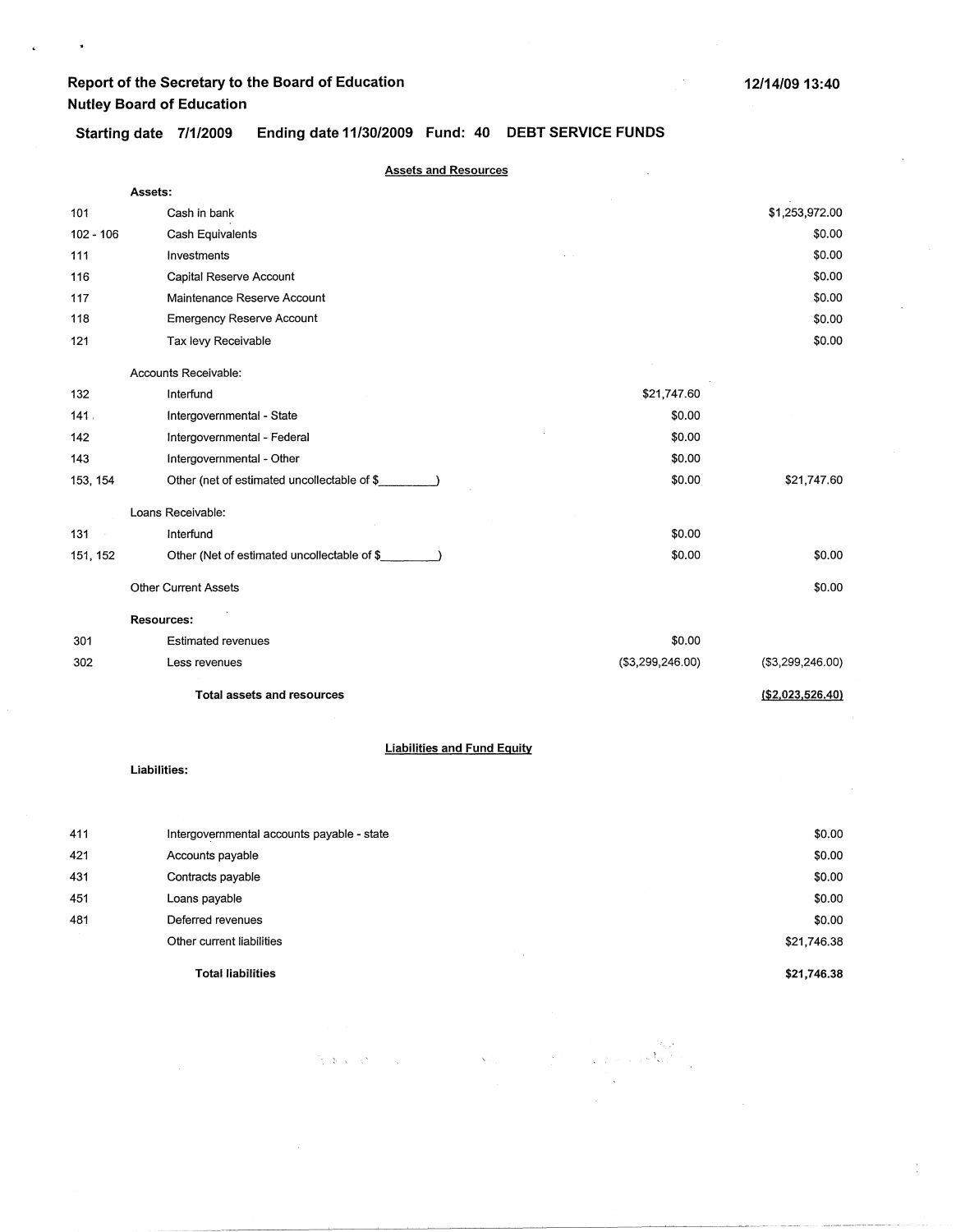**Report of the Secretary to the Board of Education**
**Nutley Board of Education**

12/14/09 13:40

**Starting date 7/1/2009 Ending date 11/30/2009 Fund: 40 DEBT SERVICE FUNDS**

**Assets and Resources**

| | | | |
|---|---|---|---|
| | **Assets:** | | |
| 101 | Cash in bank | | $1,253,972.00 |
| 102 - 106 | Cash Equivalents | | $0.00 |
| 111 | Investments | | $0.00 |
| 116 | Capital Reserve Account | | $0.00 |
| 117 | Maintenance Reserve Account | | $0.00 |
| 118 | Emergency Reserve Account | | $0.00 |
| 121 | Tax levy Receivable | | $0.00 |
| | Accounts Receivable: | | |
| 132 | Interfund | $21,747.60 | |
| 141 | Intergovernmental - State | $0.00 | |
| 142 | Intergovernmental - Federal | $0.00 | |
| 143 | Intergovernmental - Other | $0.00 | |
| 153, 154 | Other (net of estimated uncollectable of $_________) | $0.00 | $21,747.60 |
| | Loans Receivable: | | |
| 131 | Interfund | $0.00 | |
| 151, 152 | Other (Net of estimated uncollectable of $_________) | $0.00 | $0.00 |
| | Other Current Assets | | $0.00 |
| | **Resources:** | | |
| 301 | Estimated revenues | $0.00 | |
| 302 | Less revenues | ($3,299,246.00) | ($3,299,246.00) |
| | **Total assets and resources** | | **($2,023,526.40)** |

**Liabilities and Fund Equity**

| | | |
|---|---|---|
| | **Liabilities:** | |
| 411 | Intergovernmental accounts payable - state | $0.00 |
| 421 | Accounts payable | $0.00 |
| 431 | Contracts payable | $0.00 |
| 451 | Loans payable | $0.00 |
| 481 | Deferred revenues | $0.00 |
| | Other current liabilities | $21,746.38 |
| | **Total liabilities** | **$21,746.38** |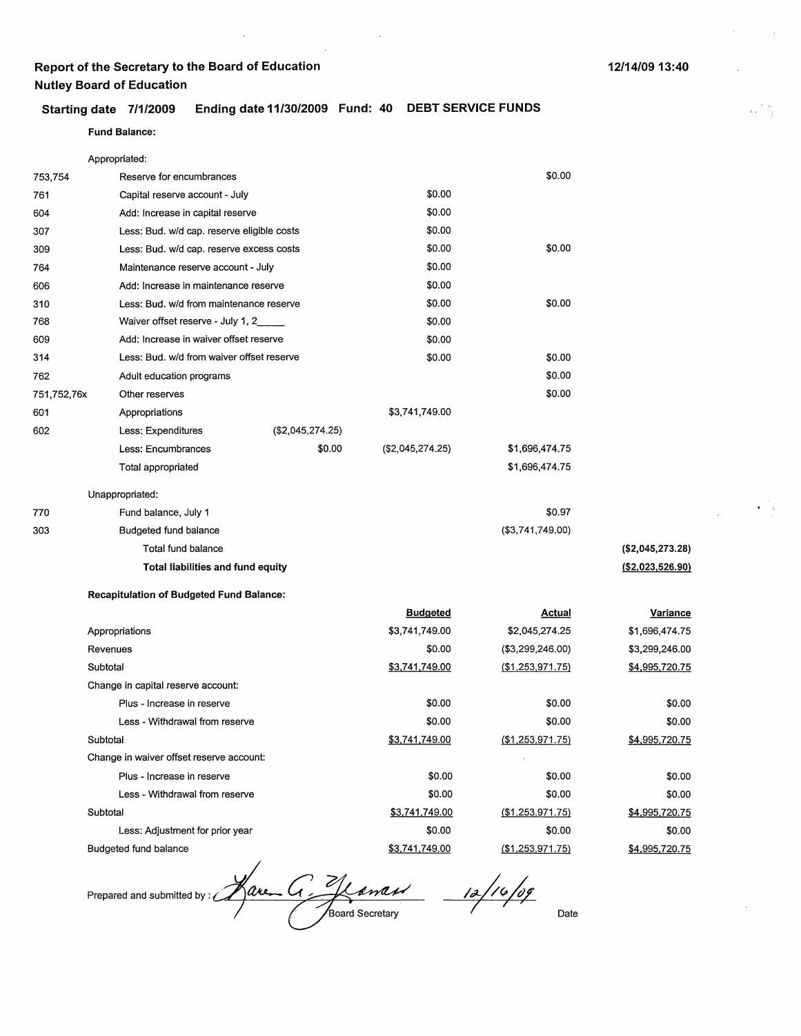**Report of the Secretary to the Board of Education**
**Nutley Board of Education**

12/14/09 13:40

**Starting date 7/1/2009 Ending date 11/30/2009 Fund: 40 DEBT SERVICE FUNDS**

**Fund Balance:**

| Code | Description | | | | |
|---|---|---|---|---|---|
| | Appropriated: | | | | |
| 753,754 | Reserve for encumbrances | | | $0.00 | |
| 761 | Capital reserve account - July | | $0.00 | | |
| 604 | Add: Increase in capital reserve | | $0.00 | | |
| 307 | Less: Bud. w/d cap. reserve eligible costs | | $0.00 | | |
| 309 | Less: Bud. w/d cap. reserve excess costs | | $0.00 | $0.00 | |
| 764 | Maintenance reserve account - July | | $0.00 | | |
| 606 | Add: Increase in maintenance reserve | | $0.00 | | |
| 310 | Less: Bud. w/d from maintenance reserve | | $0.00 | $0.00 | |
| 768 | Waiver offset reserve - July 1, 2_____ | | $0.00 | | |
| 609 | Add: Increase in waiver offset reserve | | $0.00 | | |
| 314 | Less: Bud. w/d from waiver offset reserve | | $0.00 | $0.00 | |
| 762 | Adult education programs | | | $0.00 | |
| 751,752,76x | Other reserves | | | $0.00 | |
| 601 | Appropriations | | $3,741,749.00 | | |
| 602 | Less: Expenditures | ($2,045,274.25) | | | |
| | Less: Encumbrances | $0.00 | ($2,045,274.25) | $1,696,474.75 | |
| | Total appropriated | | | $1,696,474.75 | |
| | Unappropriated: | | | | |
| 770 | Fund balance, July 1 | | | $0.97 | |
| 303 | Budgeted fund balance | | | ($3,741,749.00) | |
| | Total fund balance | | | | **($2,045,273.28)** |
| | **Total liabilities and fund equity** | | | | **($2,023,526.90)** |

**Recapitulation of Budgeted Fund Balance:**

| | Budgeted | Actual | Variance |
|---|---|---|---|
| Appropriations | $3,741,749.00 | $2,045,274.25 | $1,696,474.75 |
| Revenues | $0.00 | ($3,299,246.00) | $3,299,246.00 |
| Subtotal | $3,741,749.00 | ($1,253,971.75) | $4,995,720.75 |
| Change in capital reserve account: | | | |
| Plus - Increase in reserve | $0.00 | $0.00 | $0.00 |
| Less - Withdrawal from reserve | $0.00 | $0.00 | $0.00 |
| Subtotal | $3,741,749.00 | ($1,253,971.75) | $4,995,720.75 |
| Change in waiver offset reserve account: | | | |
| Plus - Increase in reserve | $0.00 | $0.00 | $0.00 |
| Less - Withdrawal from reserve | $0.00 | $0.00 | $0.00 |
| Subtotal | $3,741,749.00 | ($1,253,971.75) | $4,995,720.75 |
| Less: Adjustment for prior year | $0.00 | $0.00 | $0.00 |
| Budgeted fund balance | $3,741,749.00 | ($1,253,971.75) | $4,995,720.75 |

Prepared and submitted by : Karen G. Yeamans — Board Secretary

12/16/09 — Date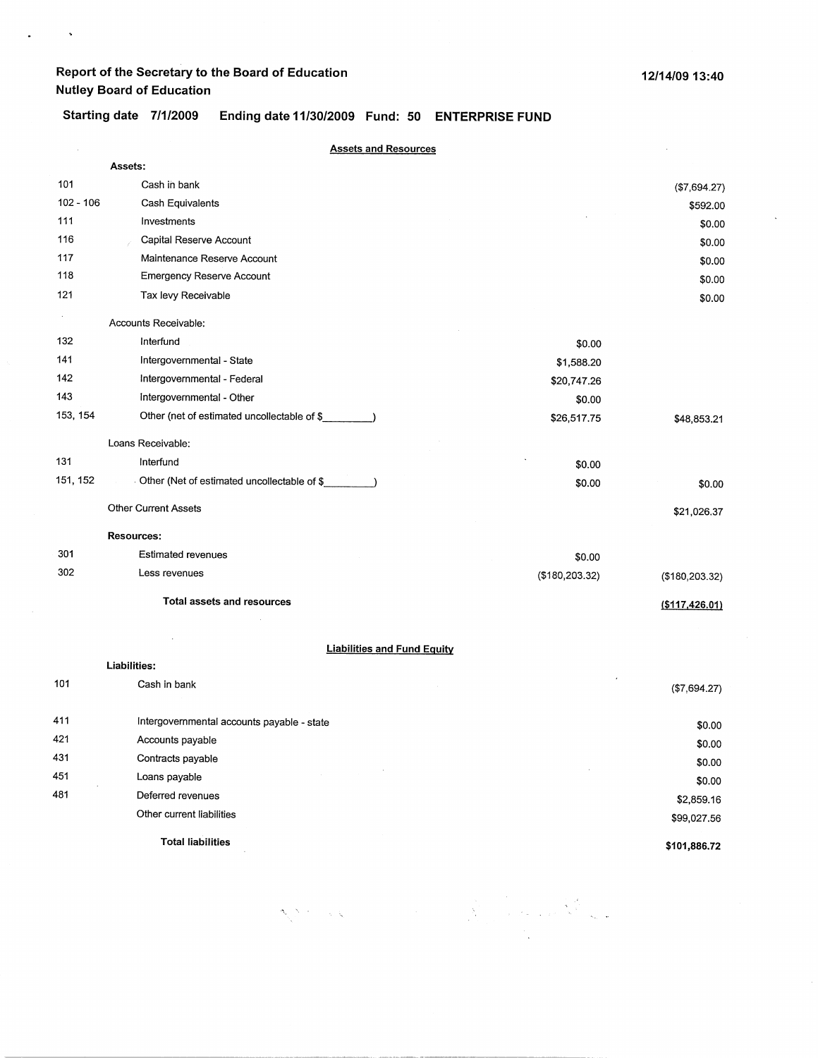**Report of the Secretary to the Board of Education**
**Nutley Board of Education**

12/14/09 13:40

**Starting date 7/1/2009 Ending date 11/30/2009 Fund: 50 ENTERPRISE FUND**

## Assets and Resources

| Code | Description | | Amount |
|---|---|---|---|
| | **Assets:** | | |
| 101 | Cash in bank | | ($7,694.27) |
| 102 - 106 | Cash Equivalents | | $592.00 |
| 111 | Investments | | $0.00 |
| 116 | Capital Reserve Account | | $0.00 |
| 117 | Maintenance Reserve Account | | $0.00 |
| 118 | Emergency Reserve Account | | $0.00 |
| 121 | Tax levy Receivable | | $0.00 |
| | Accounts Receivable: | | |
| 132 | Interfund | $0.00 | |
| 141 | Intergovernmental - State | $1,588.20 | |
| 142 | Intergovernmental - Federal | $20,747.26 | |
| 143 | Intergovernmental - Other | $0.00 | |
| 153, 154 | Other (net of estimated uncollectable of $_________) | $26,517.75 | $48,853.21 |
| | Loans Receivable: | | |
| 131 | Interfund | $0.00 | |
| 151, 152 | Other (Net of estimated uncollectable of $_________) | $0.00 | $0.00 |
| | Other Current Assets | | $21,026.37 |
| | **Resources:** | | |
| 301 | Estimated revenues | $0.00 | |
| 302 | Less revenues | ($180,203.32) | ($180,203.32) |
| | **Total assets and resources** | | **($117,426.01)** |

## Liabilities and Fund Equity

| Code | Description | Amount |
|---|---|---|
| | **Liabilities:** | |
| 101 | Cash in bank | ($7,694.27) |
| 411 | Intergovernmental accounts payable - state | $0.00 |
| 421 | Accounts payable | $0.00 |
| 431 | Contracts payable | $0.00 |
| 451 | Loans payable | $0.00 |
| 481 | Deferred revenues | $2,859.16 |
| | Other current liabilities | $99,027.56 |
| | **Total liabilities** | **$101,886.72** |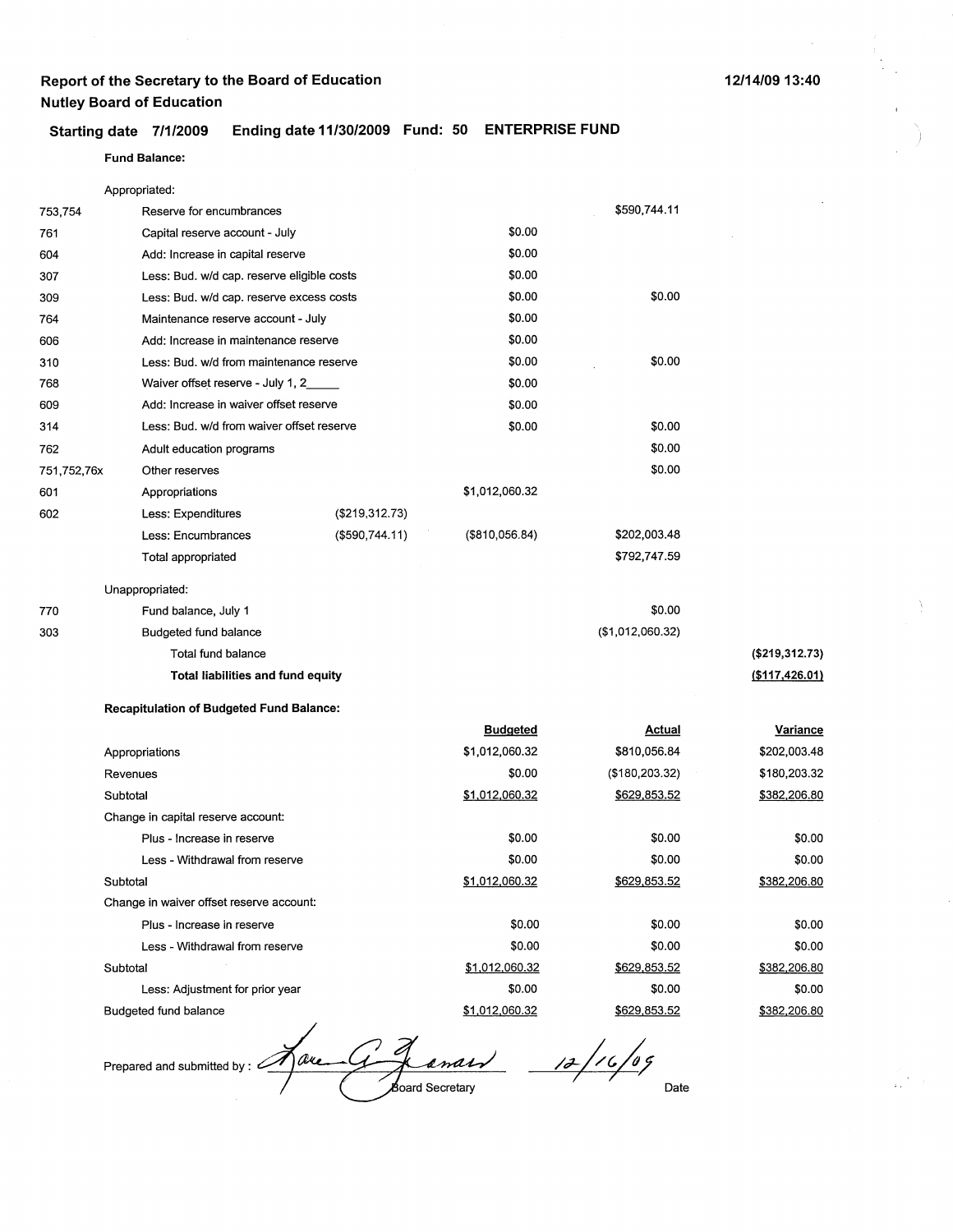**Report of the Secretary to the Board of Education**
**Nutley Board of Education**

12/14/09 13:40

**Starting date 7/1/2009 Ending date 11/30/2009 Fund: 50 ENTERPRISE FUND**

**Fund Balance:**

| | | | | | |
|---|---|---|---|---|---|
| | Appropriated: | | | | |
| 753,754 | Reserve for encumbrances | | | $590,744.11 | |
| 761 | Capital reserve account - July | | $0.00 | | |
| 604 | Add: Increase in capital reserve | | $0.00 | | |
| 307 | Less: Bud. w/d cap. reserve eligible costs | | $0.00 | | |
| 309 | Less: Bud. w/d cap. reserve excess costs | | $0.00 | $0.00 | |
| 764 | Maintenance reserve account - July | | $0.00 | | |
| 606 | Add: Increase in maintenance reserve | | $0.00 | | |
| 310 | Less: Bud. w/d from maintenance reserve | | $0.00 | $0.00 | |
| 768 | Waiver offset reserve - July 1, 2_____ | | $0.00 | | |
| 609 | Add: Increase in waiver offset reserve | | $0.00 | | |
| 314 | Less: Bud. w/d from waiver offset reserve | | $0.00 | $0.00 | |
| 762 | Adult education programs | | | $0.00 | |
| 751,752,76x | Other reserves | | | $0.00 | |
| 601 | Appropriations | | $1,012,060.32 | | |
| 602 | Less: Expenditures | ($219,312.73) | | | |
| | Less: Encumbrances | ($590,744.11) | ($810,056.84) | $202,003.48 | |
| | Total appropriated | | | $792,747.59 | |
| | Unappropriated: | | | | |
| 770 | Fund balance, July 1 | | | $0.00 | |
| 303 | Budgeted fund balance | | | ($1,012,060.32) | |
| | Total fund balance | | | | **($219,312.73)** |
| | **Total liabilities and fund equity** | | | | **($117,426.01)** |

**Recapitulation of Budgeted Fund Balance:**

| | Budgeted | Actual | Variance |
|---|---|---|---|
| Appropriations | $1,012,060.32 | $810,056.84 | $202,003.48 |
| Revenues | $0.00 | ($180,203.32) | $180,203.32 |
| Subtotal | $1,012,060.32 | $629,853.52 | $382,206.80 |
| Change in capital reserve account: | | | |
| Plus - Increase in reserve | $0.00 | $0.00 | $0.00 |
| Less - Withdrawal from reserve | $0.00 | $0.00 | $0.00 |
| Subtotal | $1,012,060.32 | $629,853.52 | $382,206.80 |
| Change in waiver offset reserve account: | | | |
| Plus - Increase in reserve | $0.00 | $0.00 | $0.00 |
| Less - Withdrawal from reserve | $0.00 | $0.00 | $0.00 |
| Subtotal | $1,012,060.32 | $629,853.52 | $382,206.80 |
| Less: Adjustment for prior year | $0.00 | $0.00 | $0.00 |
| Budgeted fund balance | $1,012,060.32 | $629,853.52 | $382,206.80 |

Prepared and submitted by : Board Secretary 12/16/09 Date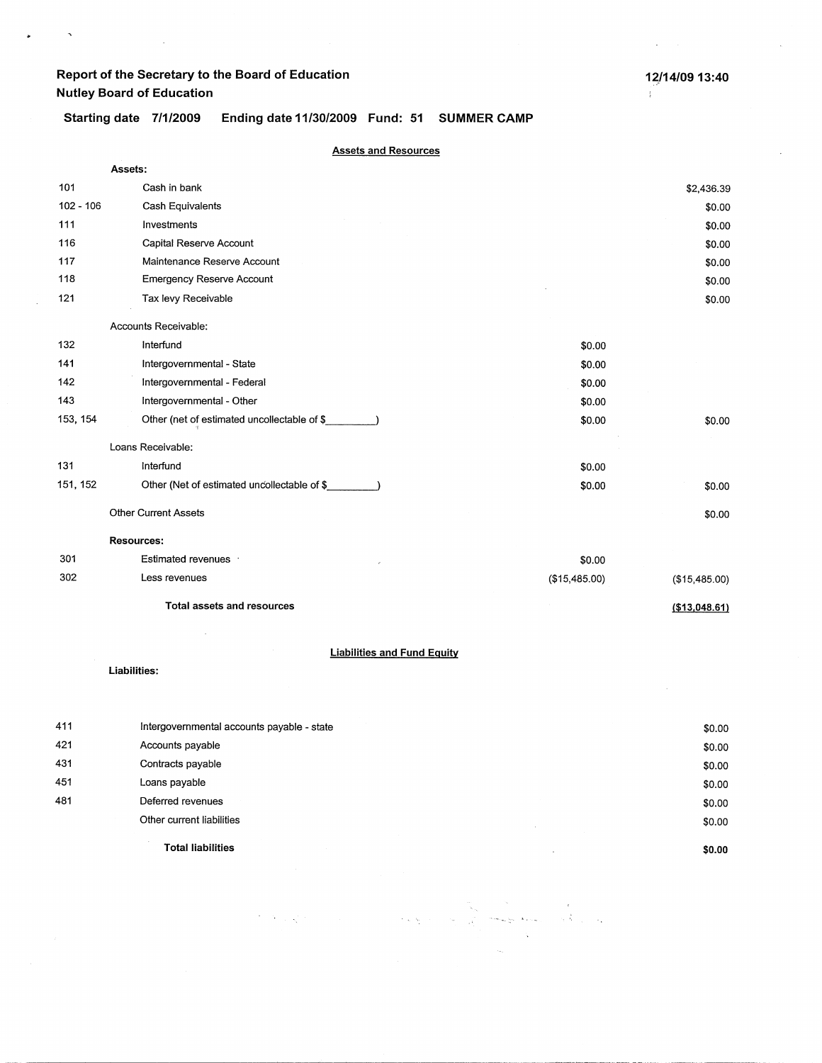**Report of the Secretary to the Board of Education**
**Nutley Board of Education**

**12/14/09 13:40**

**Starting date 7/1/2009 Ending date 11/30/2009 Fund: 51 SUMMER CAMP**

**Assets and Resources**

| | | | |
|---|---|---|---|
| | **Assets:** | | |
| 101 | Cash in bank | | $2,436.39 |
| 102 - 106 | Cash Equivalents | | $0.00 |
| 111 | Investments | | $0.00 |
| 116 | Capital Reserve Account | | $0.00 |
| 117 | Maintenance Reserve Account | | $0.00 |
| 118 | Emergency Reserve Account | | $0.00 |
| 121 | Tax levy Receivable | | $0.00 |
| | Accounts Receivable: | | |
| 132 | Interfund | $0.00 | |
| 141 | Intergovernmental - State | $0.00 | |
| 142 | Intergovernmental - Federal | $0.00 | |
| 143 | Intergovernmental - Other | $0.00 | |
| 153, 154 | Other (net of estimated uncollectable of $_________) | $0.00 | $0.00 |
| | Loans Receivable: | | |
| 131 | Interfund | $0.00 | |
| 151, 152 | Other (Net of estimated uncollectable of $_________) | $0.00 | $0.00 |
| | Other Current Assets | | $0.00 |
| | **Resources:** | | |
| 301 | Estimated revenues | $0.00 | |
| 302 | Less revenues | ($15,485.00) | ($15,485.00) |
| | **Total assets and resources** | | **($13,048.61)** |

**Liabilities and Fund Equity**

**Liabilities:**

| | | |
|---|---|---|
| 411 | Intergovernmental accounts payable - state | $0.00 |
| 421 | Accounts payable | $0.00 |
| 431 | Contracts payable | $0.00 |
| 451 | Loans payable | $0.00 |
| 481 | Deferred revenues | $0.00 |
| | Other current liabilities | $0.00 |
| | **Total liabilities** | **$0.00** |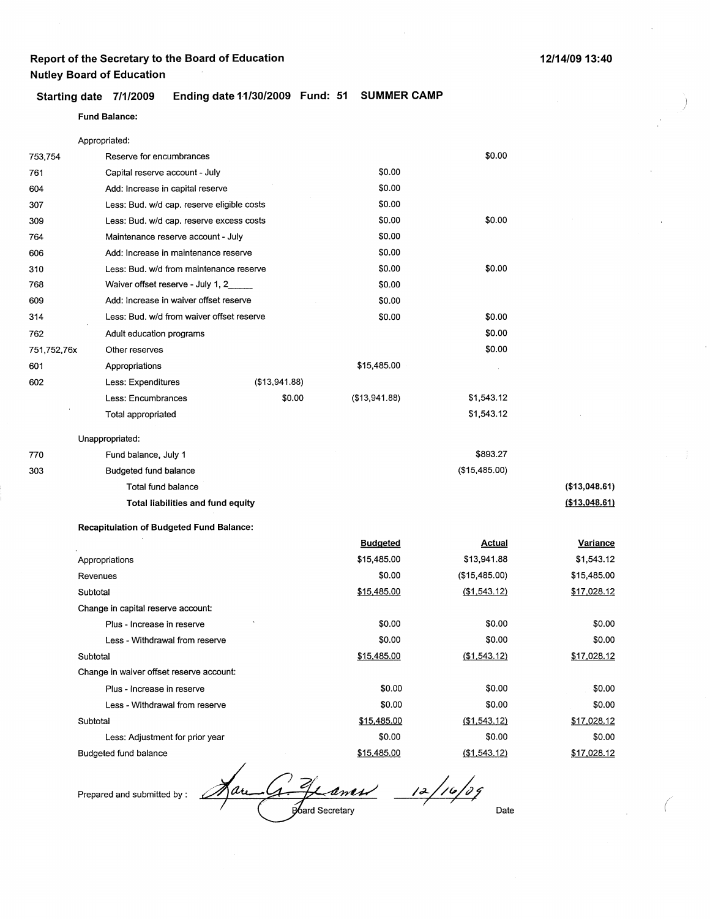**Report of the Secretary to the Board of Education**
**Nutley Board of Education**

12/14/09 13:40

**Starting date 7/1/2009 Ending date 11/30/2009 Fund: 51 SUMMER CAMP**

**Fund Balance:**

| | | | | | |
|---|---|---|---|---|---|
| | Appropriated: | | | | |
| 753,754 | Reserve for encumbrances | | | $0.00 | |
| 761 | Capital reserve account - July | | $0.00 | | |
| 604 | Add: Increase in capital reserve | | $0.00 | | |
| 307 | Less: Bud. w/d cap. reserve eligible costs | | $0.00 | | |
| 309 | Less: Bud. w/d cap. reserve excess costs | | $0.00 | $0.00 | |
| 764 | Maintenance reserve account - July | | $0.00 | | |
| 606 | Add: Increase in maintenance reserve | | $0.00 | | |
| 310 | Less: Bud. w/d from maintenance reserve | | $0.00 | $0.00 | |
| 768 | Waiver offset reserve - July 1, 2_____ | | $0.00 | | |
| 609 | Add: Increase in waiver offset reserve | | $0.00 | | |
| 314 | Less: Bud. w/d from waiver offset reserve | | $0.00 | $0.00 | |
| 762 | Adult education programs | | | $0.00 | |
| 751,752,76x | Other reserves | | | $0.00 | |
| 601 | Appropriations | | $15,485.00 | | |
| 602 | Less: Expenditures | ($13,941.88) | | | |
| | Less: Encumbrances | $0.00 | ($13,941.88) | $1,543.12 | |
| | Total appropriated | | | $1,543.12 | |
| | Unappropriated: | | | | |
| 770 | Fund balance, July 1 | | | $893.27 | |
| 303 | Budgeted fund balance | | | ($15,485.00) | |
| | Total fund balance | | | | ($13,048.61) |
| | **Total liabilities and fund equity** | | | | **($13,048.61)** |

**Recapitulation of Budgeted Fund Balance:**

| | Budgeted | Actual | Variance |
|---|---|---|---|
| Appropriations | $15,485.00 | $13,941.88 | $1,543.12 |
| Revenues | $0.00 | ($15,485.00) | $15,485.00 |
| Subtotal | $15,485.00 | ($1,543.12) | $17,028.12 |
| Change in capital reserve account: | | | |
| Plus - Increase in reserve | $0.00 | $0.00 | $0.00 |
| Less - Withdrawal from reserve | $0.00 | $0.00 | $0.00 |
| Subtotal | $15,485.00 | ($1,543.12) | $17,028.12 |
| Change in waiver offset reserve account: | | | |
| Plus - Increase in reserve | $0.00 | $0.00 | $0.00 |
| Less - Withdrawal from reserve | $0.00 | $0.00 | $0.00 |
| Subtotal | $15,485.00 | ($1,543.12) | $17,028.12 |
| Less: Adjustment for prior year | $0.00 | $0.00 | $0.00 |
| Budgeted fund balance | $15,485.00 | ($1,543.12) | $17,028.12 |

Prepared and submitted by : Karen G. Yeames 12/16/09

Board Secretary Date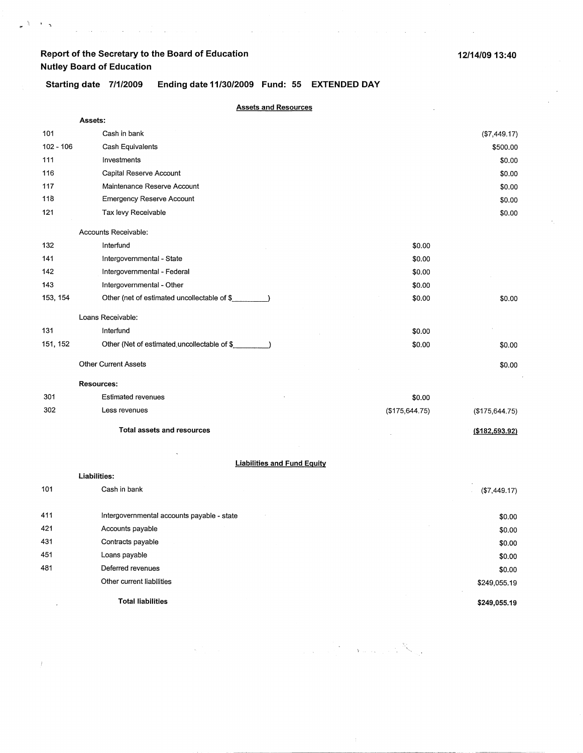**Report of the Secretary to the Board of Education**
**Nutley Board of Education**

12/14/09 13:40

**Starting date 7/1/2009 Ending date 11/30/2009 Fund: 55 EXTENDED DAY**

## Assets and Resources

| | | | |
|---|---|---|---|
| | **Assets:** | | |
| 101 | Cash in bank | | ($7,449.17) |
| 102 - 106 | Cash Equivalents | | $500.00 |
| 111 | Investments | | $0.00 |
| 116 | Capital Reserve Account | | $0.00 |
| 117 | Maintenance Reserve Account | | $0.00 |
| 118 | Emergency Reserve Account | | $0.00 |
| 121 | Tax levy Receivable | | $0.00 |
| | Accounts Receivable: | | |
| 132 | Interfund | $0.00 | |
| 141 | Intergovernmental - State | $0.00 | |
| 142 | Intergovernmental - Federal | $0.00 | |
| 143 | Intergovernmental - Other | $0.00 | |
| 153, 154 | Other (net of estimated uncollectable of $_________) | $0.00 | $0.00 |
| | Loans Receivable: | | |
| 131 | Interfund | $0.00 | |
| 151, 152 | Other (Net of estimated uncollectable of $_________) | $0.00 | $0.00 |
| | Other Current Assets | | $0.00 |
| | **Resources:** | | |
| 301 | Estimated revenues | $0.00 | |
| 302 | Less revenues | ($175,644.75) | ($175,644.75) |
| | **Total assets and resources** | | **($182,593.92)** |

## Liabilities and Fund Equity

| | | |
|---|---|---|
| | **Liabilities:** | |
| 101 | Cash in bank | ($7,449.17) |
| 411 | Intergovernmental accounts payable - state | $0.00 |
| 421 | Accounts payable | $0.00 |
| 431 | Contracts payable | $0.00 |
| 451 | Loans payable | $0.00 |
| 481 | Deferred revenues | $0.00 |
| | Other current liabilities | $249,055.19 |
| | **Total liabilities** | **$249,055.19** |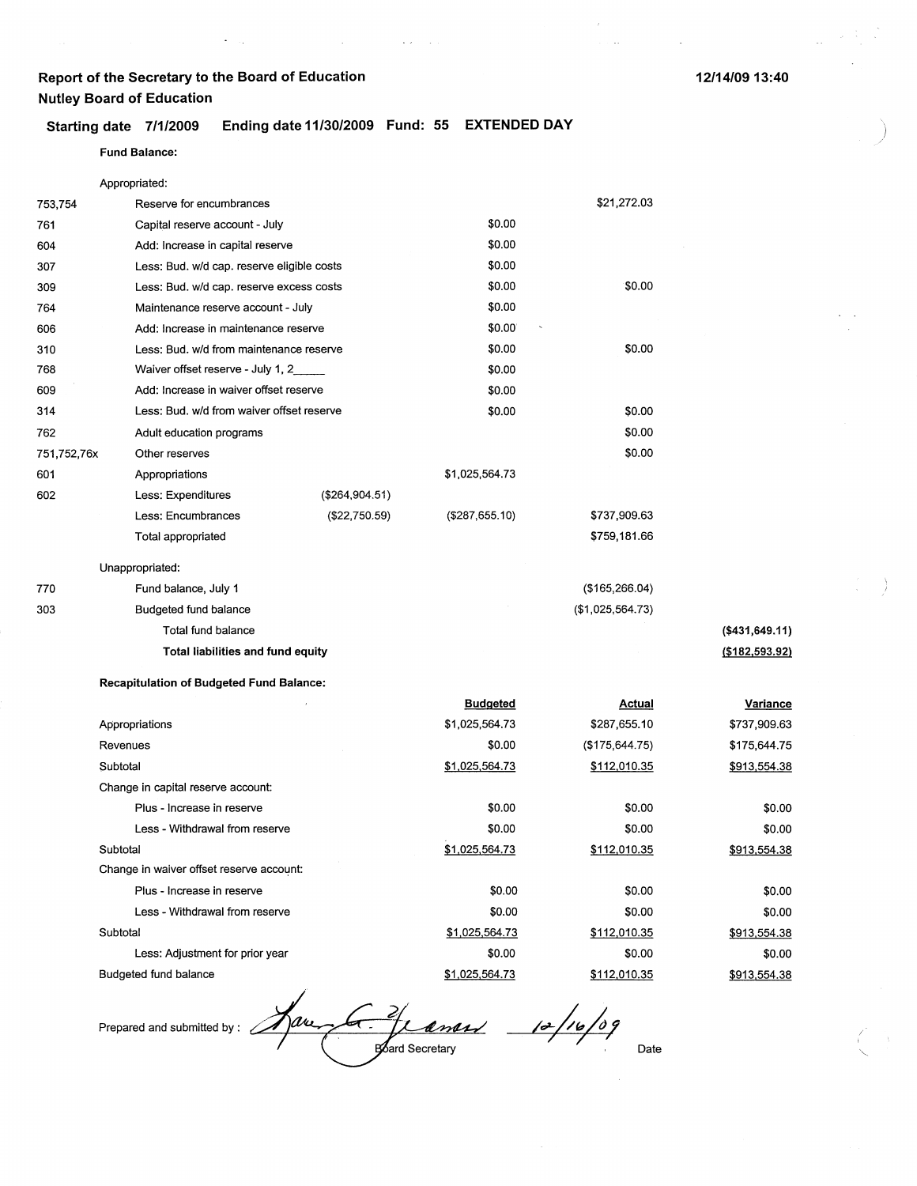**Report of the Secretary to the Board of Education**
**Nutley Board of Education**

12/14/09 13:40

**Starting date 7/1/2009 Ending date 11/30/2009 Fund: 55 EXTENDED DAY**

**Fund Balance:**

| | | | | | |
|---|---|---|---|---|---|
| | Appropriated: | | | | |
| 753,754 | Reserve for encumbrances | | | $21,272.03 | |
| 761 | Capital reserve account - July | | $0.00 | | |
| 604 | Add: Increase in capital reserve | | $0.00 | | |
| 307 | Less: Bud. w/d cap. reserve eligible costs | | $0.00 | | |
| 309 | Less: Bud. w/d cap. reserve excess costs | | $0.00 | $0.00 | |
| 764 | Maintenance reserve account - July | | $0.00 | | |
| 606 | Add: Increase in maintenance reserve | | $0.00 | | |
| 310 | Less: Bud. w/d from maintenance reserve | | $0.00 | $0.00 | |
| 768 | Waiver offset reserve - July 1, 2_____ | | $0.00 | | |
| 609 | Add: Increase in waiver offset reserve | | $0.00 | | |
| 314 | Less: Bud. w/d from waiver offset reserve | | $0.00 | $0.00 | |
| 762 | Adult education programs | | | $0.00 | |
| 751,752,76x | Other reserves | | | $0.00 | |
| 601 | Appropriations | | $1,025,564.73 | | |
| 602 | Less: Expenditures | ($264,904.51) | | | |
| | Less: Encumbrances | ($22,750.59) | ($287,655.10) | $737,909.63 | |
| | Total appropriated | | | $759,181.66 | |
| | Unappropriated: | | | | |
| 770 | Fund balance, July 1 | | | ($165,266.04) | |
| 303 | Budgeted fund balance | | | ($1,025,564.73) | |
| | Total fund balance | | | | ($431,649.11) |
| | **Total liabilities and fund equity** | | | | **($182,593.92)** |

**Recapitulation of Budgeted Fund Balance:**

| | Budgeted | Actual | Variance |
|---|---|---|---|
| Appropriations | $1,025,564.73 | $287,655.10 | $737,909.63 |
| Revenues | $0.00 | ($175,644.75) | $175,644.75 |
| Subtotal | $1,025,564.73 | $112,010.35 | $913,554.38 |
| Change in capital reserve account: | | | |
| Plus - Increase in reserve | $0.00 | $0.00 | $0.00 |
| Less - Withdrawal from reserve | $0.00 | $0.00 | $0.00 |
| Subtotal | $1,025,564.73 | $112,010.35 | $913,554.38 |
| Change in waiver offset reserve account: | | | |
| Plus - Increase in reserve | $0.00 | $0.00 | $0.00 |
| Less - Withdrawal from reserve | $0.00 | $0.00 | $0.00 |
| Subtotal | $1,025,564.73 | $112,010.35 | $913,554.38 |
| Less: Adjustment for prior year | $0.00 | $0.00 | $0.00 |
| Budgeted fund balance | $1,025,564.73 | $112,010.35 | $913,554.38 |

Prepared and submitted by : Board Secretary 12/16/09 Date